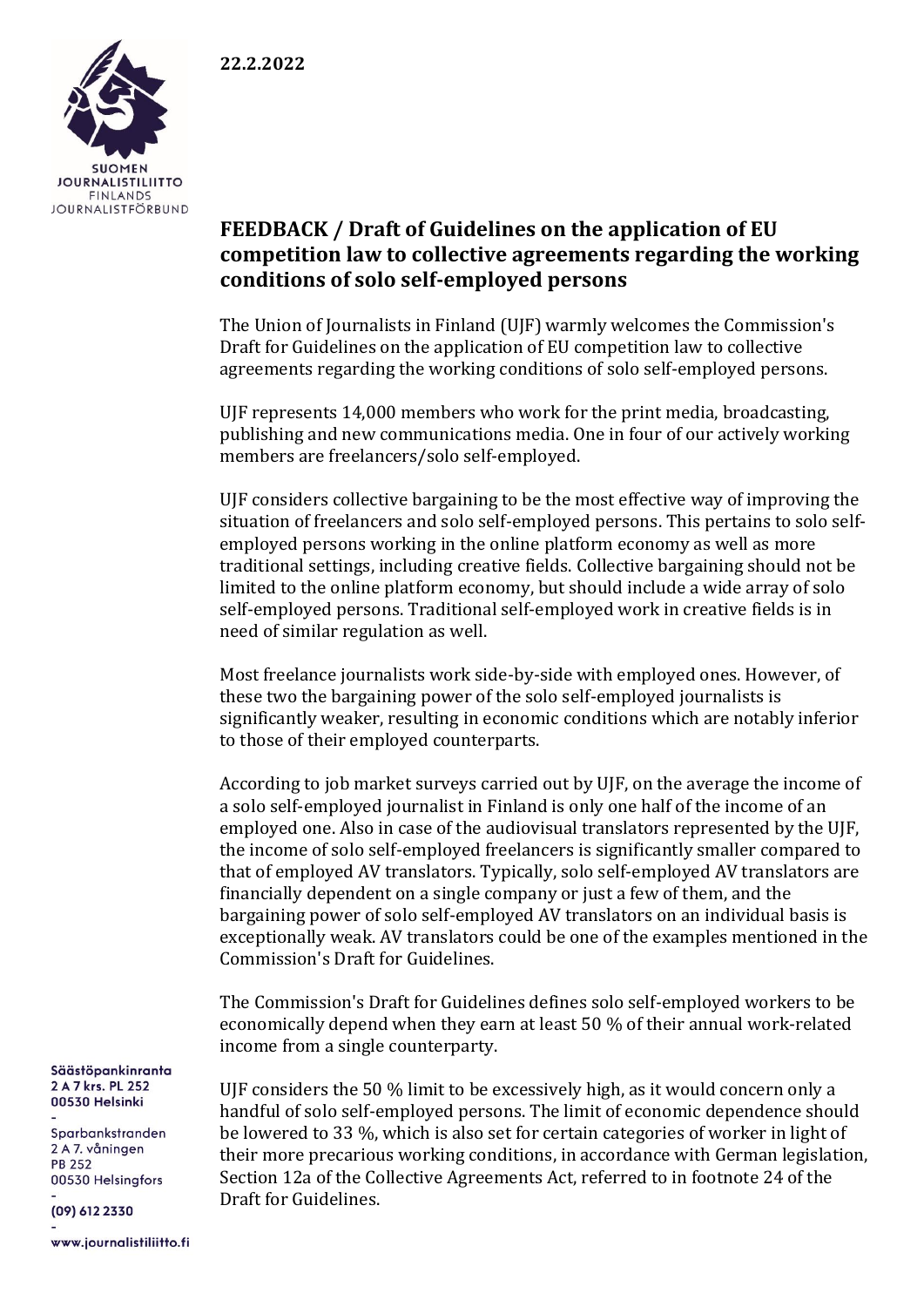22.2.2022

SUOMEN JOURNALISTILIITTO
FINLANDS JOURNALISTFÖRBUND

## FEEDBACK / Draft of Guidelines on the application of EU competition law to collective agreements regarding the working conditions of solo self-employed persons

The Union of Journalists in Finland (UJF) warmly welcomes the Commission's Draft for Guidelines on the application of EU competition law to collective agreements regarding the working conditions of solo self-employed persons.

UJF represents 14,000 members who work for the print media, broadcasting, publishing and new communications media. One in four of our actively working members are freelancers/solo self-employed.

UJF considers collective bargaining to be the most effective way of improving the situation of freelancers and solo self-employed persons. This pertains to solo self-employed persons working in the online platform economy as well as more traditional settings, including creative fields. Collective bargaining should not be limited to the online platform economy, but should include a wide array of solo self-employed persons. Traditional self-employed work in creative fields is in need of similar regulation as well.

Most freelance journalists work side-by-side with employed ones. However, of these two the bargaining power of the solo self-employed journalists is significantly weaker, resulting in economic conditions which are notably inferior to those of their employed counterparts.

According to job market surveys carried out by UJF, on the average the income of a solo self-employed journalist in Finland is only one half of the income of an employed one. Also in case of the audiovisual translators represented by the UJF, the income of solo self-employed freelancers is significantly smaller compared to that of employed AV translators. Typically, solo self-employed AV translators are financially dependent on a single company or just a few of them, and the bargaining power of solo self-employed AV translators on an individual basis is exceptionally weak. AV translators could be one of the examples mentioned in the Commission's Draft for Guidelines.

The Commission's Draft for Guidelines defines solo self-employed workers to be economically depend when they earn at least 50 % of their annual work-related income from a single counterparty.

UJF considers the 50 % limit to be excessively high, as it would concern only a handful of solo self-employed persons. The limit of economic dependence should be lowered to 33 %, which is also set for certain categories of worker in light of their more precarious working conditions, in accordance with German legislation, Section 12a of the Collective Agreements Act, referred to in footnote 24 of the Draft for Guidelines.

Säästöpankinranta
2 A 7 krs. PL 252
00530 Helsinki
-
Sparbankstranden
2 A 7. våningen
PB 252
00530 Helsingfors
-
(09) 612 2330
-
www.journalistiliitto.fi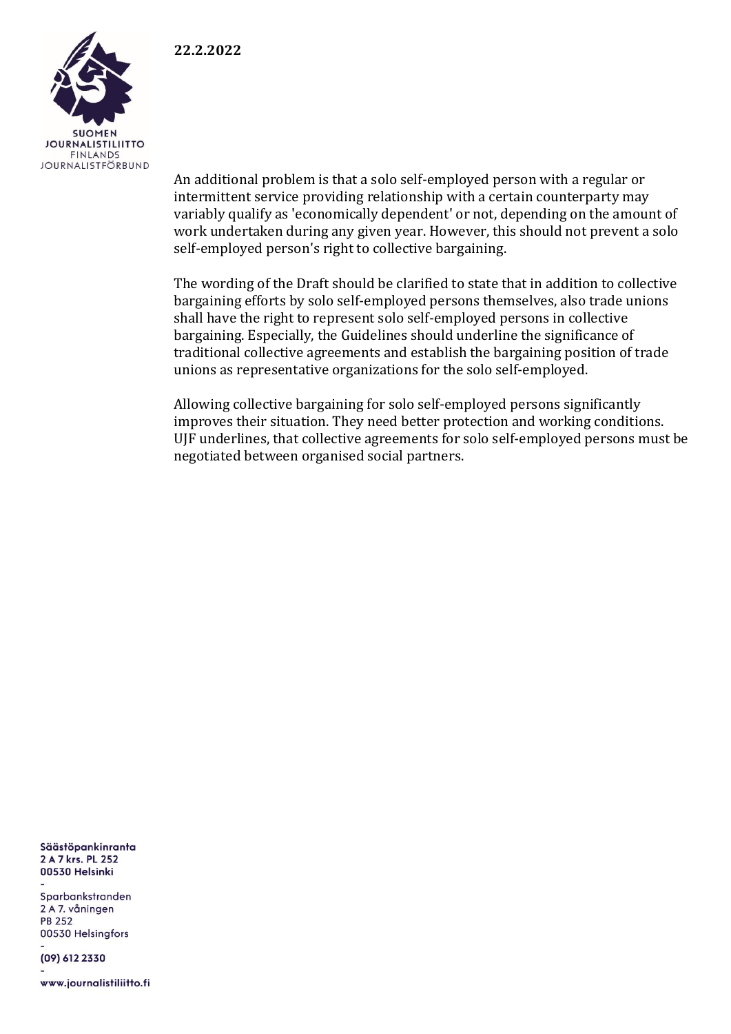An additional problem is that a solo self-employed person with a regular or intermittent service providing relationship with a certain counterparty may variably qualify as 'economically dependent' or not, depending on the amount of work undertaken during any given year. However, this should not prevent a solo self-employed person's right to collective bargaining.

The wording of the Draft should be clarified to state that in addition to collective bargaining efforts by solo self-employed persons themselves, also trade unions shall have the right to represent solo self-employed persons in collective bargaining. Especially, the Guidelines should underline the significance of traditional collective agreements and establish the bargaining position of trade unions as representative organizations for the solo self-employed.

Allowing collective bargaining for solo self-employed persons significantly improves their situation. They need better protection and working conditions. UJF underlines, that collective agreements for solo self-employed persons must be negotiated between organised social partners.